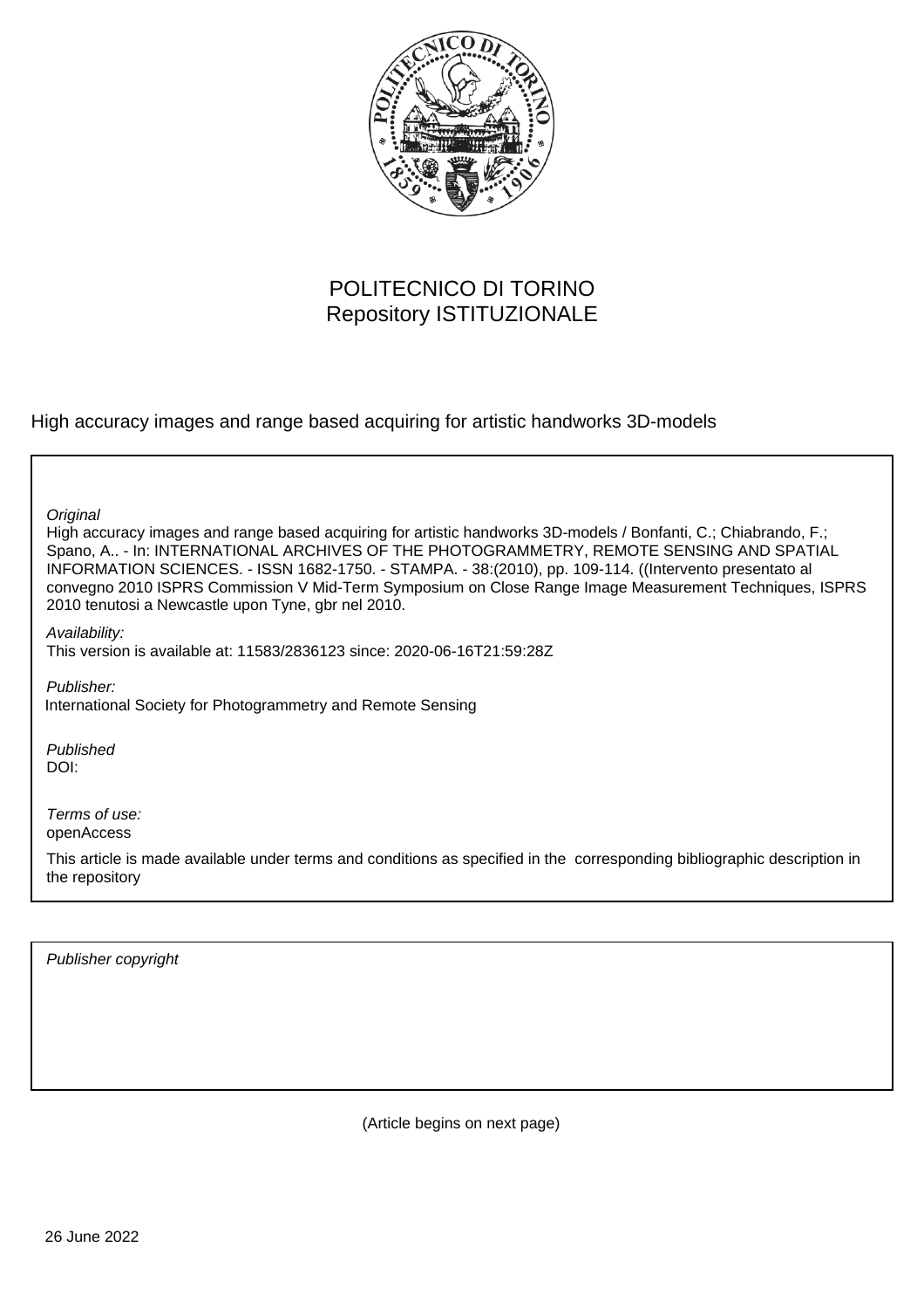POLITECNICO DI TORINO
Repository ISTITUZIONALE

High accuracy images and range based acquiring for artistic handworks 3D-models

*Original*

High accuracy images and range based acquiring for artistic handworks 3D-models / Bonfanti, C.; Chiabrando, F.; Spano, A.. - In: INTERNATIONAL ARCHIVES OF THE PHOTOGRAMMETRY, REMOTE SENSING AND SPATIAL INFORMATION SCIENCES. - ISSN 1682-1750. - STAMPA. - 38:(2010), pp. 109-114. ((Intervento presentato al convegno 2010 ISPRS Commission V Mid-Term Symposium on Close Range Image Measurement Techniques, ISPRS 2010 tenutosi a Newcastle upon Tyne, gbr nel 2010.

*Availability:*

This version is available at: 11583/2836123 since: 2020-06-16T21:59:28Z

*Publisher:*

International Society for Photogrammetry and Remote Sensing

*Published*

DOI:

*Terms of use:*

openAccess

This article is made available under terms and conditions as specified in the corresponding bibliographic description in the repository

*Publisher copyright*

(Article begins on next page)

26 June 2022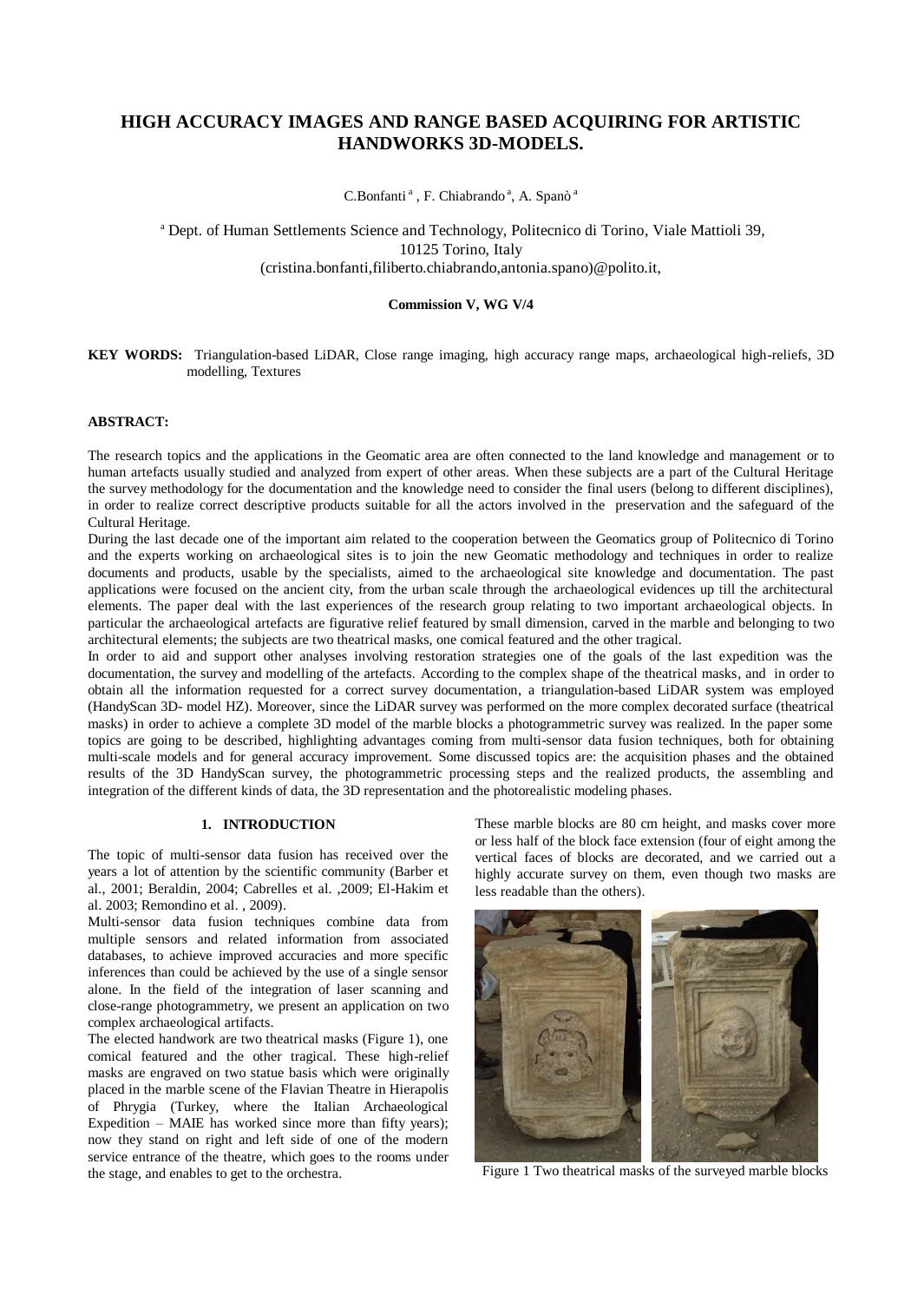# HIGH ACCURACY IMAGES AND RANGE BASED ACQUIRING FOR ARTISTIC HANDWORKS 3D-MODELS.

C.Bonfanti [a] , F. Chiabrando [a], A. Spanò [a]

[a] Dept. of Human Settlements Science and Technology, Politecnico di Torino, Viale Mattioli 39, 10125 Torino, Italy
(cristina.bonfanti,filiberto.chiabrando,antonia.spano)@polito.it,

**Commission V, WG V/4**

**KEY WORDS:** Triangulation-based LiDAR, Close range imaging, high accuracy range maps, archaeological high-reliefs, 3D modelling, Textures

## ABSTRACT:

The research topics and the applications in the Geomatic area are often connected to the land knowledge and management or to human artefacts usually studied and analyzed from expert of other areas. When these subjects are a part of the Cultural Heritage the survey methodology for the documentation and the knowledge need to consider the final users (belong to different disciplines), in order to realize correct descriptive products suitable for all the actors involved in the preservation and the safeguard of the Cultural Heritage.

During the last decade one of the important aim related to the cooperation between the Geomatics group of Politecnico di Torino and the experts working on archaeological sites is to join the new Geomatic methodology and techniques in order to realize documents and products, usable by the specialists, aimed to the archaeological site knowledge and documentation. The past applications were focused on the ancient city, from the urban scale through the archaeological evidences up till the architectural elements. The paper deal with the last experiences of the research group relating to two important archaeological objects. In particular the archaeological artefacts are figurative relief featured by small dimension, carved in the marble and belonging to two architectural elements; the subjects are two theatrical masks, one comical featured and the other tragical.

In order to aid and support other analyses involving restoration strategies one of the goals of the last expedition was the documentation, the survey and modelling of the artefacts. According to the complex shape of the theatrical masks, and in order to obtain all the information requested for a correct survey documentation, a triangulation-based LiDAR system was employed (HandyScan 3D- model HZ). Moreover, since the LiDAR survey was performed on the more complex decorated surface (theatrical masks) in order to achieve a complete 3D model of the marble blocks a photogrammetric survey was realized. In the paper some topics are going to be described, highlighting advantages coming from multi-sensor data fusion techniques, both for obtaining multi-scale models and for general accuracy improvement. Some discussed topics are: the acquisition phases and the obtained results of the 3D HandyScan survey, the photogrammetric processing steps and the realized products, the assembling and integration of the different kinds of data, the 3D representation and the photorealistic modeling phases.

## 1. INTRODUCTION

The topic of multi-sensor data fusion has received over the years a lot of attention by the scientific community (Barber et al., 2001; Beraldin, 2004; Cabrelles et al. ,2009; El-Hakim et al. 2003; Remondino et al. , 2009).

Multi-sensor data fusion techniques combine data from multiple sensors and related information from associated databases, to achieve improved accuracies and more specific inferences than could be achieved by the use of a single sensor alone. In the field of the integration of laser scanning and close-range photogrammetry, we present an application on two complex archaeological artifacts.

The elected handwork are two theatrical masks (Figure 1), one comical featured and the other tragical. These high-relief masks are engraved on two statue basis which were originally placed in the marble scene of the Flavian Theatre in Hierapolis of Phrygia (Turkey, where the Italian Archaeological Expedition – MAIE has worked since more than fifty years); now they stand on right and left side of one of the modern service entrance of the theatre, which goes to the rooms under the stage, and enables to get to the orchestra.

These marble blocks are 80 cm height, and masks cover more or less half of the block face extension (four of eight among the vertical faces of blocks are decorated, and we carried out a highly accurate survey on them, even though two masks are less readable than the others).

Figure 1 Two theatrical masks of the surveyed marble blocks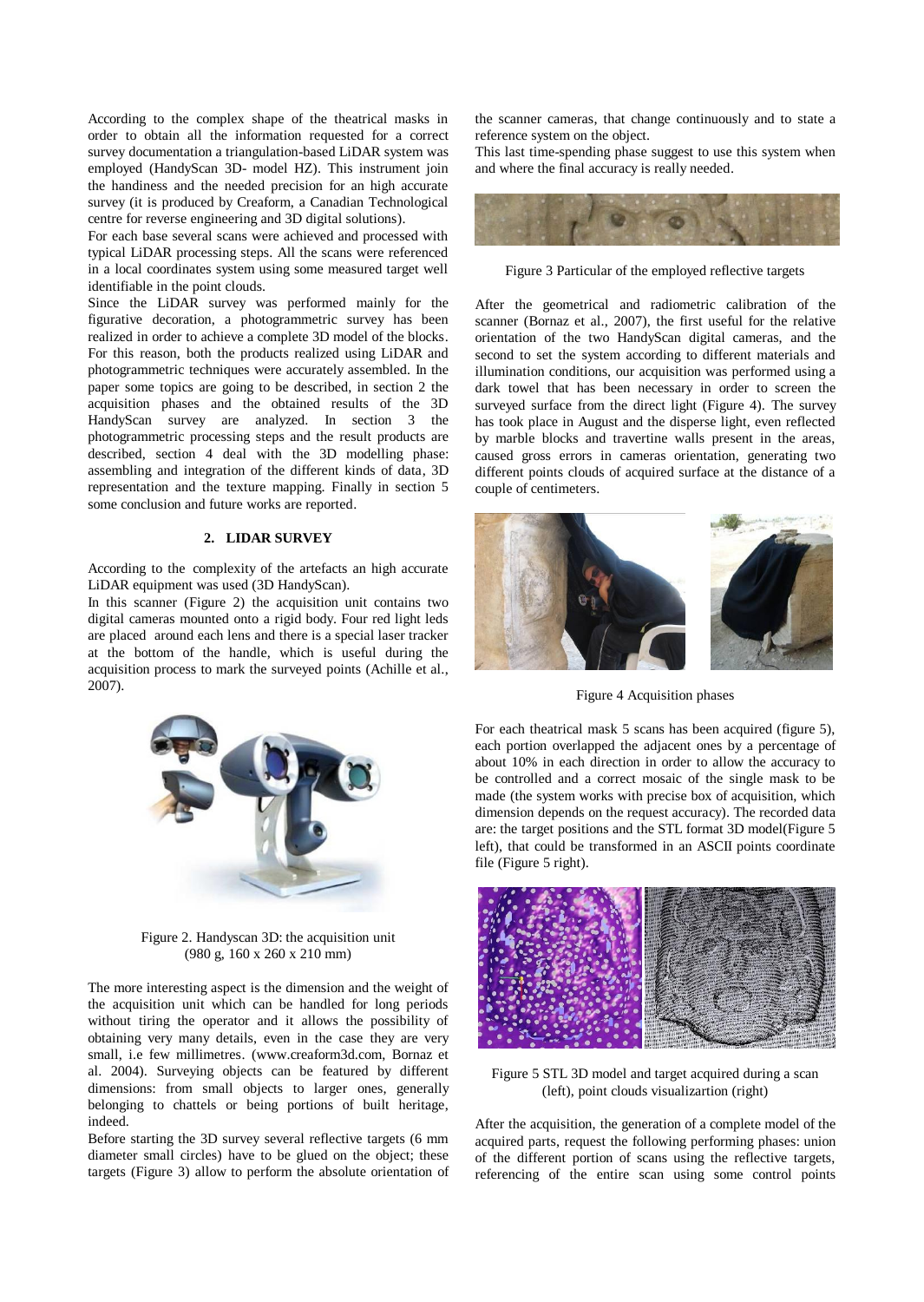According to the complex shape of the theatrical masks in order to obtain all the information requested for a correct survey documentation a triangulation-based LiDAR system was employed (HandyScan 3D- model HZ). This instrument join the handiness and the needed precision for an high accurate survey (it is produced by Creaform, a Canadian Technological centre for reverse engineering and 3D digital solutions).

For each base several scans were achieved and processed with typical LiDAR processing steps. All the scans were referenced in a local coordinates system using some measured target well identifiable in the point clouds.

Since the LiDAR survey was performed mainly for the figurative decoration, a photogrammetric survey has been realized in order to achieve a complete 3D model of the blocks. For this reason, both the products realized using LiDAR and photogrammetric techniques were accurately assembled. In the paper some topics are going to be described, in section 2 the acquisition phases and the obtained results of the 3D HandyScan survey are analyzed. In section 3 the photogrammetric processing steps and the result products are described, section 4 deal with the 3D modelling phase: assembling and integration of the different kinds of data, 3D representation and the texture mapping. Finally in section 5 some conclusion and future works are reported.

## 2. LIDAR SURVEY

According to the complexity of the artefacts an high accurate LiDAR equipment was used (3D HandyScan).

In this scanner (Figure 2) the acquisition unit contains two digital cameras mounted onto a rigid body. Four red light leds are placed around each lens and there is a special laser tracker at the bottom of the handle, which is useful during the acquisition process to mark the surveyed points (Achille et al., 2007).

Figure 2. Handyscan 3D: the acquisition unit (980 g, 160 x 260 x 210 mm)

The more interesting aspect is the dimension and the weight of the acquisition unit which can be handled for long periods without tiring the operator and it allows the possibility of obtaining very many details, even in the case they are very small, i.e few millimetres. (www.creaform3d.com, Bornaz et al. 2004). Surveying objects can be featured by different dimensions: from small objects to larger ones, generally belonging to chattels or being portions of built heritage, indeed.

Before starting the 3D survey several reflective targets (6 mm diameter small circles) have to be glued on the object; these targets (Figure 3) allow to perform the absolute orientation of the scanner cameras, that change continuously and to state a reference system on the object.

This last time-spending phase suggest to use this system when and where the final accuracy is really needed.

Figure 3 Particular of the employed reflective targets

After the geometrical and radiometric calibration of the scanner (Bornaz et al., 2007), the first useful for the relative orientation of the two HandyScan digital cameras, and the second to set the system according to different materials and illumination conditions, our acquisition was performed using a dark towel that has been necessary in order to screen the surveyed surface from the direct light (Figure 4). The survey has took place in August and the disperse light, even reflected by marble blocks and travertine walls present in the areas, caused gross errors in cameras orientation, generating two different points clouds of acquired surface at the distance of a couple of centimeters.

Figure 4 Acquisition phases

For each theatrical mask 5 scans has been acquired (figure 5), each portion overlapped the adjacent ones by a percentage of about 10% in each direction in order to allow the accuracy to be controlled and a correct mosaic of the single mask to be made (the system works with precise box of acquisition, which dimension depends on the request accuracy). The recorded data are: the target positions and the STL format 3D model(Figure 5 left), that could be transformed in an ASCII points coordinate file (Figure 5 right).

Figure 5 STL 3D model and target acquired during a scan (left), point clouds visualizartion (right)

After the acquisition, the generation of a complete model of the acquired parts, request the following performing phases: union of the different portion of scans using the reflective targets, referencing of the entire scan using some control points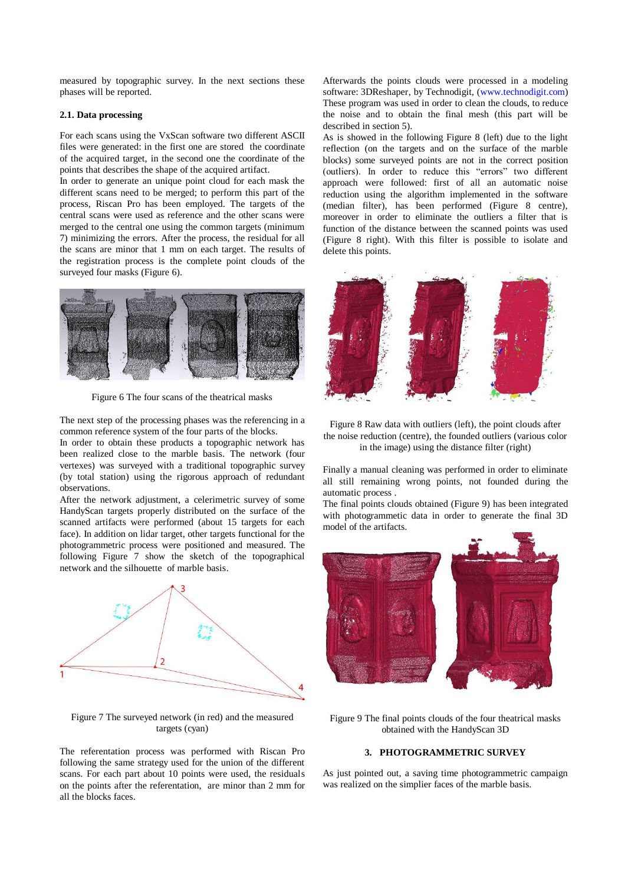measured by topographic survey. In the next sections these phases will be reported.

### 2.1. Data processing

For each scans using the VxScan software two different ASCII files were generated: in the first one are stored the coordinate of the acquired target, in the second one the coordinate of the points that describes the shape of the acquired artifact.
In order to generate an unique point cloud for each mask the different scans need to be merged; to perform this part of the process, Riscan Pro has been employed. The targets of the central scans were used as reference and the other scans were merged to the central one using the common targets (minimum 7) minimizing the errors. After the process, the residual for all the scans are minor that 1 mm on each target. The results of the registration process is the complete point clouds of the surveyed four masks (Figure 6).

Figure 6 The four scans of the theatrical masks

The next step of the processing phases was the referencing in a common reference system of the four parts of the blocks.
In order to obtain these products a topographic network has been realized close to the marble basis. The network (four vertexes) was surveyed with a traditional topographic survey (by total station) using the rigorous approach of redundant observations.
After the network adjustment, a celerimetric survey of some HandyScan targets properly distributed on the surface of the scanned artifacts were performed (about 15 targets for each face). In addition on lidar target, other targets functional for the photogrammetric process were positioned and measured. The following Figure 7 show the sketch of the topographical network and the silhouette of marble basis.

Figure 7 The surveyed network (in red) and the measured targets (cyan)

The referentation process was performed with Riscan Pro following the same strategy used for the union of the different scans. For each part about 10 points were used, the residuals on the points after the referentation, are minor than 2 mm for all the blocks faces.

Afterwards the points clouds were processed in a modeling software: 3DReshaper, by Technodigit, (www.technodigit.com) These program was used in order to clean the clouds, to reduce the noise and to obtain the final mesh (this part will be described in section 5).
As is showed in the following Figure 8 (left) due to the light reflection (on the targets and on the surface of the marble blocks) some surveyed points are not in the correct position (outliers). In order to reduce this "errors" two different approach were followed: first of all an automatic noise reduction using the algorithm implemented in the software (median filter), has been performed (Figure 8 centre), moreover in order to eliminate the outliers a filter that is function of the distance between the scanned points was used (Figure 8 right). With this filter is possible to isolate and delete this points.

Figure 8 Raw data with outliers (left), the point clouds after the noise reduction (centre), the founded outliers (various color in the image) using the distance filter (right)

Finally a manual cleaning was performed in order to eliminate all still remaining wrong points, not founded during the automatic process .
The final points clouds obtained (Figure 9) has been integrated with photogrammetic data in order to generate the final 3D model of the artifacts.

Figure 9 The final points clouds of the four theatrical masks obtained with the HandyScan 3D

## 3. PHOTOGRAMMETRIC SURVEY

As just pointed out, a saving time photogrammetric campaign was realized on the simplier faces of the marble basis.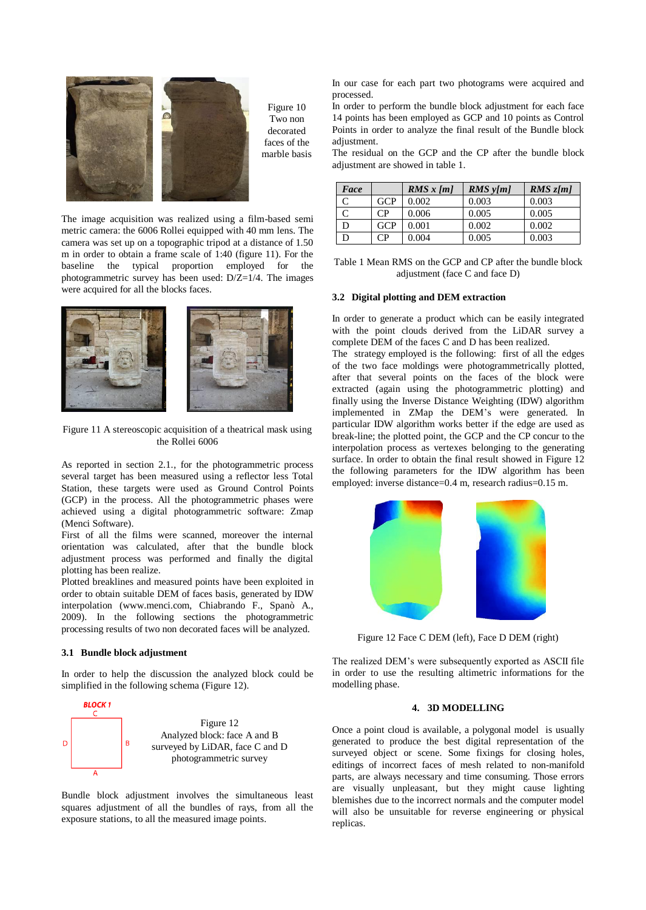Figure 10 Two non decorated faces of the marble basis

The image acquisition was realized using a film-based semi metric camera: the 6006 Rollei equipped with 40 mm lens. The camera was set up on a topographic tripod at a distance of 1.50 m in order to obtain a frame scale of 1:40 (figure 11). For the baseline the typical proportion employed for the photogrammetric survey has been used: D/Z=1/4. The images were acquired for all the blocks faces.

Figure 11 A stereoscopic acquisition of a theatrical mask using the Rollei 6006

As reported in section 2.1., for the photogrammetric process several target has been measured using a reflector less Total Station, these targets were used as Ground Control Points (GCP) in the process. All the photogrammetric phases were achieved using a digital photogrammetric software: Zmap (Menci Software).

First of all the films were scanned, moreover the internal orientation was calculated, after that the bundle block adjustment process was performed and finally the digital plotting has been realize.

Plotted breaklines and measured points have been exploited in order to obtain suitable DEM of faces basis, generated by IDW interpolation (www.menci.com, Chiabrando F., Spanò A., 2009). In the following sections the photogrammetric processing results of two non decorated faces will be analyzed.

### 3.1 Bundle block adjustment

In order to help the discussion the analyzed block could be simplified in the following schema (Figure 12).

Figure 12 Analyzed block: face A and B surveyed by LiDAR, face C and D photogrammetric survey

Bundle block adjustment involves the simultaneous least squares adjustment of all the bundles of rays, from all the exposure stations, to all the measured image points.

In our case for each part two photograms were acquired and processed.

In order to perform the bundle block adjustment for each face 14 points has been employed as GCP and 10 points as Control Points in order to analyze the final result of the Bundle block adjustment.

The residual on the GCP and the CP after the bundle block adjustment are showed in table 1.

| *Face* | | *RMS x [m]* | *RMS y[m]* | *RMS z[m]* |
|---|---|---|---|---|
| C | GCP | 0.002 | 0.003 | 0.003 |
| C | CP | 0.006 | 0.005 | 0.005 |
| D | GCP | 0.001 | 0.002 | 0.002 |
| D | CP | 0.004 | 0.005 | 0.003 |

Table 1 Mean RMS on the GCP and CP after the bundle block adjustment (face C and face D)

### 3.2 Digital plotting and DEM extraction

In order to generate a product which can be easily integrated with the point clouds derived from the LiDAR survey a complete DEM of the faces C and D has been realized.

The strategy employed is the following: first of all the edges of the two face moldings were photogrammetrically plotted, after that several points on the faces of the block were extracted (again using the photogrammetric plotting) and finally using the Inverse Distance Weighting (IDW) algorithm implemented in ZMap the DEM's were generated. In particular IDW algorithm works better if the edge are used as break-line; the plotted point, the GCP and the CP concur to the interpolation process as vertexes belonging to the generating surface. In order to obtain the final result showed in Figure 12 the following parameters for the IDW algorithm has been employed: inverse distance=0.4 m, research radius=0.15 m.

Figure 12 Face C DEM (left), Face D DEM (right)

The realized DEM's were subsequently exported as ASCII file in order to use the resulting altimetric informations for the modelling phase.

## 4. 3D MODELLING

Once a point cloud is available, a polygonal model is usually generated to produce the best digital representation of the surveyed object or scene. Some fixings for closing holes, editings of incorrect faces of mesh related to non-manifold parts, are always necessary and time consuming. Those errors are visually unpleasant, but they might cause lighting blemishes due to the incorrect normals and the computer model will also be unsuitable for reverse engineering or physical replicas.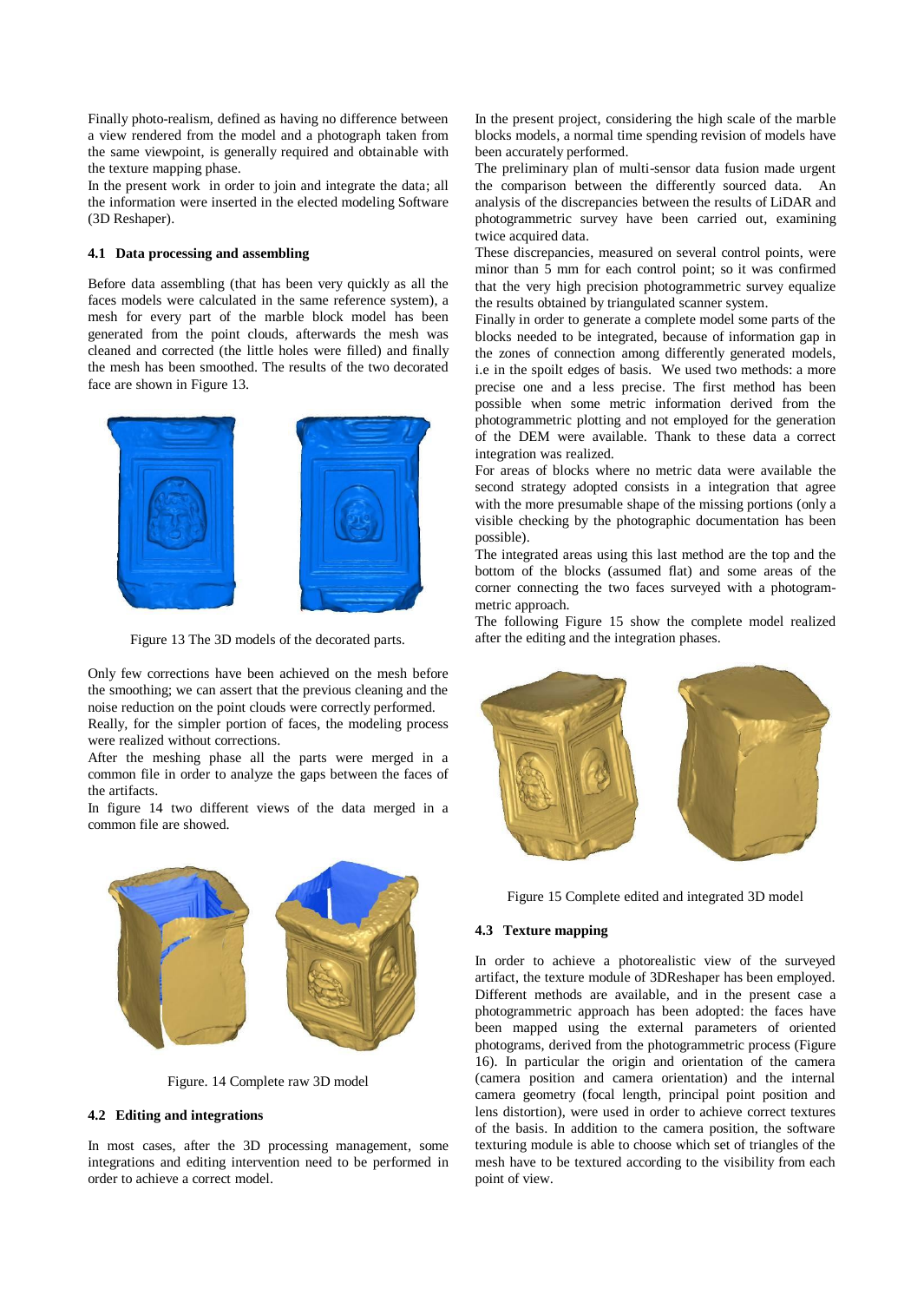Finally photo-realism, defined as having no difference between a view rendered from the model and a photograph taken from the same viewpoint, is generally required and obtainable with the texture mapping phase.

In the present work in order to join and integrate the data; all the information were inserted in the elected modeling Software (3D Reshaper).

### 4.1 Data processing and assembling

Before data assembling (that has been very quickly as all the faces models were calculated in the same reference system), a mesh for every part of the marble block model has been generated from the point clouds, afterwards the mesh was cleaned and corrected (the little holes were filled) and finally the mesh has been smoothed. The results of the two decorated face are shown in Figure 13.

Figure 13 The 3D models of the decorated parts.

Only few corrections have been achieved on the mesh before the smoothing; we can assert that the previous cleaning and the noise reduction on the point clouds were correctly performed.

Really, for the simpler portion of faces, the modeling process were realized without corrections.

After the meshing phase all the parts were merged in a common file in order to analyze the gaps between the faces of the artifacts.

In figure 14 two different views of the data merged in a common file are showed.

Figure. 14 Complete raw 3D model

### 4.2 Editing and integrations

In most cases, after the 3D processing management, some integrations and editing intervention need to be performed in order to achieve a correct model.

In the present project, considering the high scale of the marble blocks models, a normal time spending revision of models have been accurately performed.

The preliminary plan of multi-sensor data fusion made urgent the comparison between the differently sourced data. An analysis of the discrepancies between the results of LiDAR and photogrammetric survey have been carried out, examining twice acquired data.

These discrepancies, measured on several control points, were minor than 5 mm for each control point; so it was confirmed that the very high precision photogrammetric survey equalize the results obtained by triangulated scanner system.

Finally in order to generate a complete model some parts of the blocks needed to be integrated, because of information gap in the zones of connection among differently generated models, i.e in the spoilt edges of basis. We used two methods: a more precise one and a less precise. The first method has been possible when some metric information derived from the photogrammetric plotting and not employed for the generation of the DEM were available. Thank to these data a correct integration was realized.

For areas of blocks where no metric data were available the second strategy adopted consists in a integration that agree with the more presumable shape of the missing portions (only a visible checking by the photographic documentation has been possible).

The integrated areas using this last method are the top and the bottom of the blocks (assumed flat) and some areas of the corner connecting the two faces surveyed with a photogrammetric approach.

The following Figure 15 show the complete model realized after the editing and the integration phases.

Figure 15 Complete edited and integrated 3D model

### 4.3 Texture mapping

In order to achieve a photorealistic view of the surveyed artifact, the texture module of 3DReshaper has been employed. Different methods are available, and in the present case a photogrammetric approach has been adopted: the faces have been mapped using the external parameters of oriented photograms, derived from the photogrammetric process (Figure 16). In particular the origin and orientation of the camera (camera position and camera orientation) and the internal camera geometry (focal length, principal point position and lens distortion), were used in order to achieve correct textures of the basis. In addition to the camera position, the software texturing module is able to choose which set of triangles of the mesh have to be textured according to the visibility from each point of view.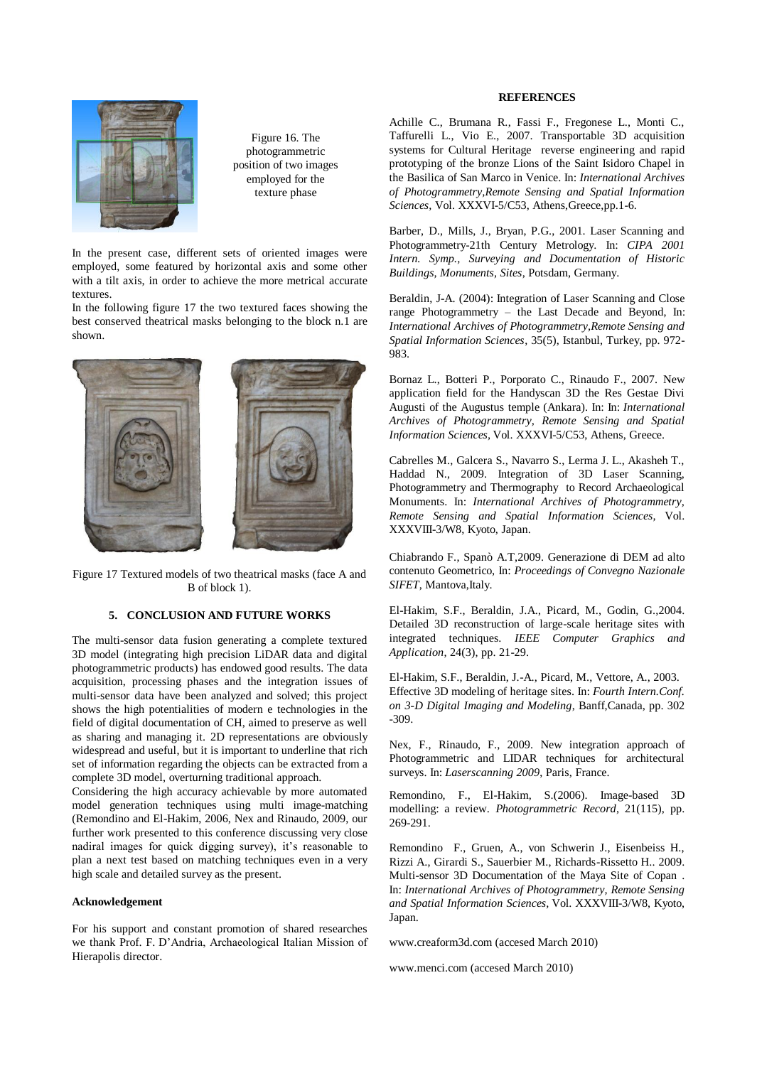Figure 16. The photogrammetric position of two images employed for the texture phase

In the present case, different sets of oriented images were employed, some featured by horizontal axis and some other with a tilt axis, in order to achieve the more metrical accurate textures.

In the following figure 17 the two textured faces showing the best conserved theatrical masks belonging to the block n.1 are shown.

Figure 17 Textured models of two theatrical masks (face A and B of block 1).

## 5. CONCLUSION AND FUTURE WORKS

The multi-sensor data fusion generating a complete textured 3D model (integrating high precision LiDAR data and digital photogrammetric products) has endowed good results. The data acquisition, processing phases and the integration issues of multi-sensor data have been analyzed and solved; this project shows the high potentialities of modern e technologies in the field of digital documentation of CH, aimed to preserve as well as sharing and managing it. 2D representations are obviously widespread and useful, but it is important to underline that rich set of information regarding the objects can be extracted from a complete 3D model, overturning traditional approach.

Considering the high accuracy achievable by more automated model generation techniques using multi image-matching (Remondino and El-Hakim, 2006, Nex and Rinaudo, 2009, our further work presented to this conference discussing very close nadiral images for quick digging survey), it's reasonable to plan a next test based on matching techniques even in a very high scale and detailed survey as the present.

### Acknowledgement

For his support and constant promotion of shared researches we thank Prof. F. D'Andria, Archaeological Italian Mission of Hierapolis director.

## REFERENCES

Achille C., Brumana R., Fassi F., Fregonese L., Monti C., Taffurelli L., Vio E., 2007. Transportable 3D acquisition systems for Cultural Heritage reverse engineering and rapid prototyping of the bronze Lions of the Saint Isidoro Chapel in the Basilica of San Marco in Venice. In: *International Archives of Photogrammetry,Remote Sensing and Spatial Information Sciences*, Vol. XXXVI-5/C53, Athens,Greece,pp.1-6.

Barber, D., Mills, J., Bryan, P.G., 2001. Laser Scanning and Photogrammetry-21th Century Metrology. In: *CIPA 2001 Intern. Symp., Surveying and Documentation of Historic Buildings, Monuments, Sites*, Potsdam, Germany.

Beraldin, J-A. (2004): Integration of Laser Scanning and Close range Photogrammetry – the Last Decade and Beyond, In: *International Archives of Photogrammetry,Remote Sensing and Spatial Information Sciences*, 35(5), Istanbul, Turkey, pp. 972-983.

Bornaz L., Botteri P., Porporato C., Rinaudo F., 2007. New application field for the Handyscan 3D the Res Gestae Divi Augusti of the Augustus temple (Ankara). In: In: *International Archives of Photogrammetry, Remote Sensing and Spatial Information Sciences*, Vol. XXXVI-5/C53, Athens, Greece.

Cabrelles M., Galcera S., Navarro S., Lerma J. L., Akasheh T., Haddad N., 2009. Integration of 3D Laser Scanning, Photogrammetry and Thermography to Record Archaeological Monuments. In: *International Archives of Photogrammetry, Remote Sensing and Spatial Information Sciences*, Vol. XXXVIII-3/W8, Kyoto, Japan.

Chiabrando F., Spanò A.T,2009. Generazione di DEM ad alto contenuto Geometrico, In: *Proceedings of Convegno Nazionale SIFET*, Mantova,Italy.

El-Hakim, S.F., Beraldin, J.A., Picard, M., Godin, G.,2004. Detailed 3D reconstruction of large-scale heritage sites with integrated techniques. *IEEE Computer Graphics and Application*, 24(3), pp. 21-29.

El-Hakim, S.F., Beraldin, J.-A., Picard, M., Vettore, A., 2003. Effective 3D modeling of heritage sites. In: *Fourth Intern.Conf. on 3-D Digital Imaging and Modeling*, Banff,Canada, pp. 302 -309.

Nex, F., Rinaudo, F., 2009. New integration approach of Photogrammetric and LIDAR techniques for architectural surveys. In: *Laserscanning 2009*, Paris, France.

Remondino, F., El-Hakim, S.(2006). Image-based 3D modelling: a review. *Photogrammetric Record*, 21(115), pp. 269-291.

Remondino F., Gruen, A., von Schwerin J., Eisenbeiss H., Rizzi A., Girardi S., Sauerbier M., Richards-Rissetto H.. 2009. Multi-sensor 3D Documentation of the Maya Site of Copan . In: *International Archives of Photogrammetry, Remote Sensing and Spatial Information Sciences*, Vol. XXXVIII-3/W8, Kyoto, Japan.

www.creaform3d.com (accesed March 2010)

www.menci.com (accesed March 2010)